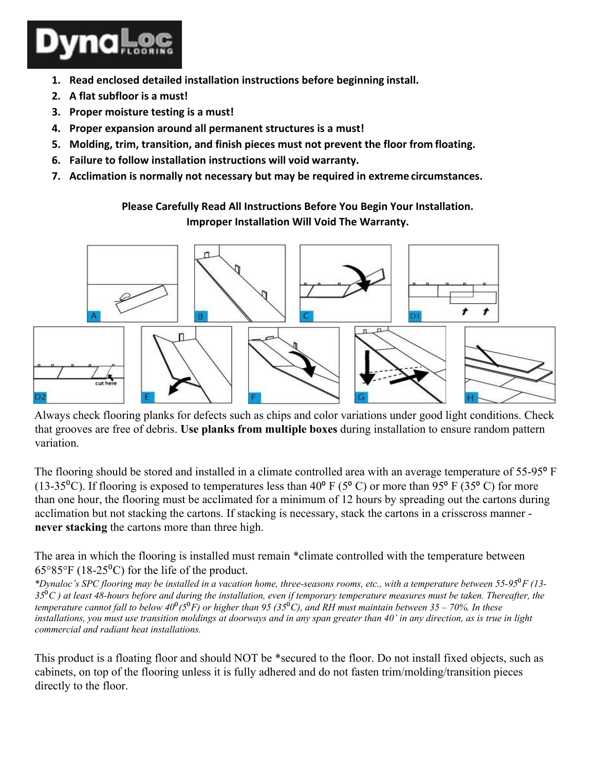DynaLoc FLOORING

1. **Read enclosed detailed installation instructions before beginning install.**
2. **A flat subfloor is a must!**
3. **Proper moisture testing is a must!**
4. **Proper expansion around all permanent structures is a must!**
5. **Molding, trim, transition, and finish pieces must not prevent the floor from floating.**
6. **Failure to follow installation instructions will void warranty.**
7. **Acclimation is normally not necessary but may be required in extreme circumstances.**

**Please Carefully Read All Instructions Before You Begin Your Installation.**
**Improper Installation Will Void The Warranty.**

A B C D1

D2 cut here E F G H

Always check flooring planks for defects such as chips and color variations under good light conditions. Check that grooves are free of debris. **Use planks from multiple boxes** during installation to ensure random pattern variation.

The flooring should be stored and installed in a climate controlled area with an average temperature of 55-95° F (13-35°C). If flooring is exposed to temperatures less than 40° F (5° C) or more than 95° F (35° C) for more than one hour, the flooring must be acclimated for a minimum of 12 hours by spreading out the cartons during acclimation but not stacking the cartons. If stacking is necessary, stack the cartons in a crisscross manner - **never stacking** the cartons more than three high.

The area in which the flooring is installed must remain *climate controlled with the temperature between 65°85°F (18-25°C) for the life of the product.

*\*Dynaloc's SPC flooring may be installed in a vacation home, three-seasons rooms, etc., with a temperature between 55-95°F (13-35°C ) at least 48-hours before and during the installation, even if temporary temperature measures must be taken. Thereafter, the temperature cannot fall to below 40° (5°F) or higher than 95 (35°C), and RH must maintain between 35 – 70%. In these installations, you must use transition moldings at doorways and in any span greater than 40' in any direction, as is true in light commercial and radiant heat installations.*

This product is a floating floor and should NOT be *secured to the floor. Do not install fixed objects, such as cabinets, on top of the flooring unless it is fully adhered and do not fasten trim/molding/transition pieces directly to the floor.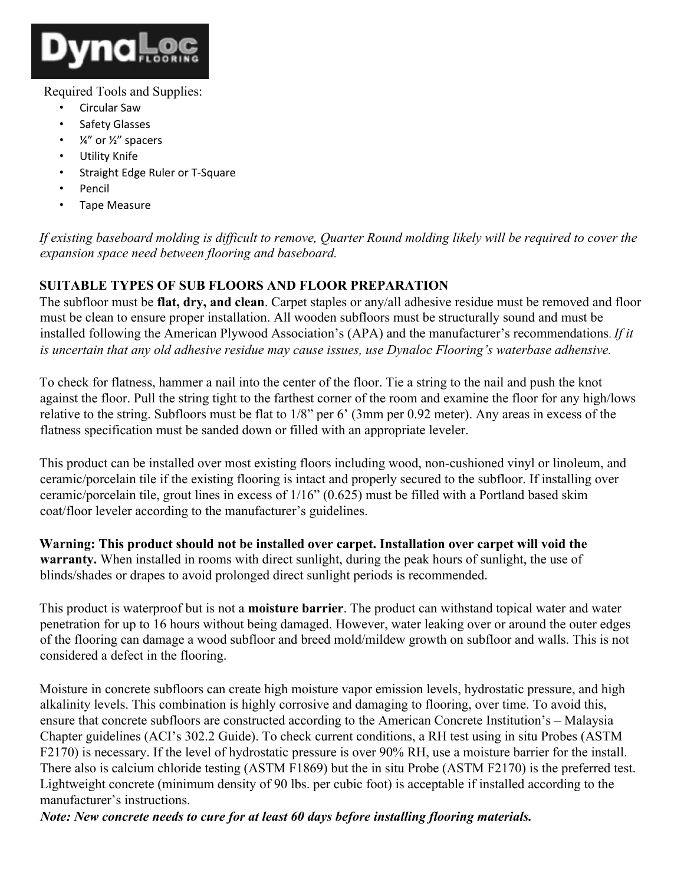Required Tools and Supplies:

- Circular Saw
- Safety Glasses
- ¼" or ½" spacers
- Utility Knife
- Straight Edge Ruler or T-Square
- Pencil
- Tape Measure

*If existing baseboard molding is difficult to remove, Quarter Round molding likely will be required to cover the expansion space need between flooring and baseboard.*

**SUITABLE TYPES OF SUB FLOORS AND FLOOR PREPARATION**

The subfloor must be **flat, dry, and clean**. Carpet staples or any/all adhesive residue must be removed and floor must be clean to ensure proper installation. All wooden subfloors must be structurally sound and must be installed following the American Plywood Association's (APA) and the manufacturer's recommendations. *If it is uncertain that any old adhesive residue may cause issues, use Dynaloc Flooring's waterbase adhensive.*

To check for flatness, hammer a nail into the center of the floor. Tie a string to the nail and push the knot against the floor. Pull the string tight to the farthest corner of the room and examine the floor for any high/lows relative to the string. Subfloors must be flat to 1/8" per 6' (3mm per 0.92 meter). Any areas in excess of the flatness specification must be sanded down or filled with an appropriate leveler.

This product can be installed over most existing floors including wood, non-cushioned vinyl or linoleum, and ceramic/porcelain tile if the existing flooring is intact and properly secured to the subfloor. If installing over ceramic/porcelain tile, grout lines in excess of 1/16" (0.625) must be filled with a Portland based skim coat/floor leveler according to the manufacturer's guidelines.

**Warning: This product should not be installed over carpet. Installation over carpet will void the warranty.** When installed in rooms with direct sunlight, during the peak hours of sunlight, the use of blinds/shades or drapes to avoid prolonged direct sunlight periods is recommended.

This product is waterproof but is not a **moisture barrier**. The product can withstand topical water and water penetration for up to 16 hours without being damaged. However, water leaking over or around the outer edges of the flooring can damage a wood subfloor and breed mold/mildew growth on subfloor and walls. This is not considered a defect in the flooring.

Moisture in concrete subfloors can create high moisture vapor emission levels, hydrostatic pressure, and high alkalinity levels. This combination is highly corrosive and damaging to flooring, over time. To avoid this, ensure that concrete subfloors are constructed according to the American Concrete Institution's – Malaysia Chapter guidelines (ACI's 302.2 Guide). To check current conditions, a RH test using in situ Probes (ASTM F2170) is necessary. If the level of hydrostatic pressure is over 90% RH, use a moisture barrier for the install. There also is calcium chloride testing (ASTM F1869) but the in situ Probe (ASTM F2170) is the preferred test. Lightweight concrete (minimum density of 90 lbs. per cubic foot) is acceptable if installed according to the manufacturer's instructions.

***Note: New concrete needs to cure for at least 60 days before installing flooring materials.***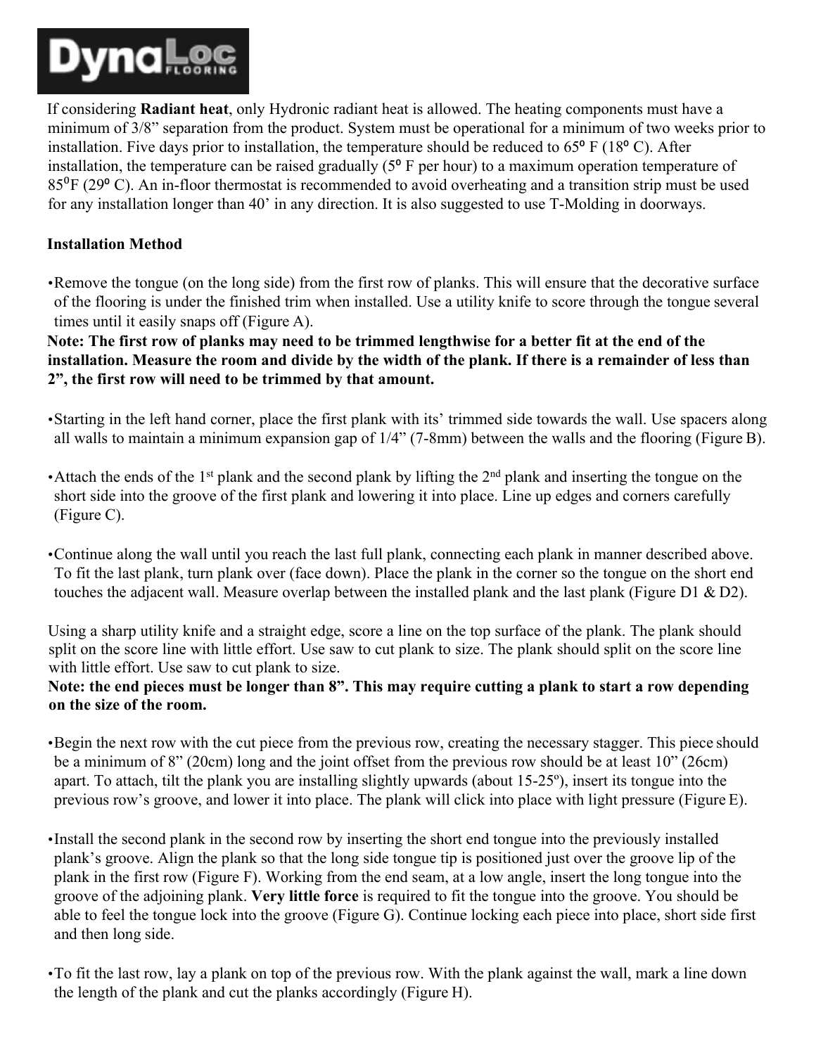If considering **Radiant heat**, only Hydronic radiant heat is allowed. The heating components must have a minimum of 3/8" separation from the product. System must be operational for a minimum of two weeks prior to installation. Five days prior to installation, the temperature should be reduced to 65º F (18º C). After installation, the temperature can be raised gradually (5º F per hour) to a maximum operation temperature of 85ºF (29º C). An in-floor thermostat is recommended to avoid overheating and a transition strip must be used for any installation longer than 40' in any direction. It is also suggested to use T-Molding in doorways.

**Installation Method**

- Remove the tongue (on the long side) from the first row of planks. This will ensure that the decorative surface of the flooring is under the finished trim when installed. Use a utility knife to score through the tongue several times until it easily snaps off (Figure A).

**Note: The first row of planks may need to be trimmed lengthwise for a better fit at the end of the installation. Measure the room and divide by the width of the plank. If there is a remainder of less than 2", the first row will need to be trimmed by that amount.**

- Starting in the left hand corner, place the first plank with its' trimmed side towards the wall. Use spacers along all walls to maintain a minimum expansion gap of 1/4" (7-8mm) between the walls and the flooring (Figure B).

- Attach the ends of the 1st plank and the second plank by lifting the 2nd plank and inserting the tongue on the short side into the groove of the first plank and lowering it into place. Line up edges and corners carefully (Figure C).

- Continue along the wall until you reach the last full plank, connecting each plank in manner described above. To fit the last plank, turn plank over (face down). Place the plank in the corner so the tongue on the short end touches the adjacent wall. Measure overlap between the installed plank and the last plank (Figure D1 & D2).

Using a sharp utility knife and a straight edge, score a line on the top surface of the plank. The plank should split on the score line with little effort. Use saw to cut plank to size. The plank should split on the score line with little effort. Use saw to cut plank to size.

**Note: the end pieces must be longer than 8". This may require cutting a plank to start a row depending on the size of the room.**

- Begin the next row with the cut piece from the previous row, creating the necessary stagger. This piece should be a minimum of 8" (20cm) long and the joint offset from the previous row should be at least 10" (26cm) apart. To attach, tilt the plank you are installing slightly upwards (about 15-25º), insert its tongue into the previous row's groove, and lower it into place. The plank will click into place with light pressure (Figure E).

- Install the second plank in the second row by inserting the short end tongue into the previously installed plank's groove. Align the plank so that the long side tongue tip is positioned just over the groove lip of the plank in the first row (Figure F). Working from the end seam, at a low angle, insert the long tongue into the groove of the adjoining plank. **Very little force** is required to fit the tongue into the groove. You should be able to feel the tongue lock into the groove (Figure G). Continue locking each piece into place, short side first and then long side.

- To fit the last row, lay a plank on top of the previous row. With the plank against the wall, mark a line down the length of the plank and cut the planks accordingly (Figure H).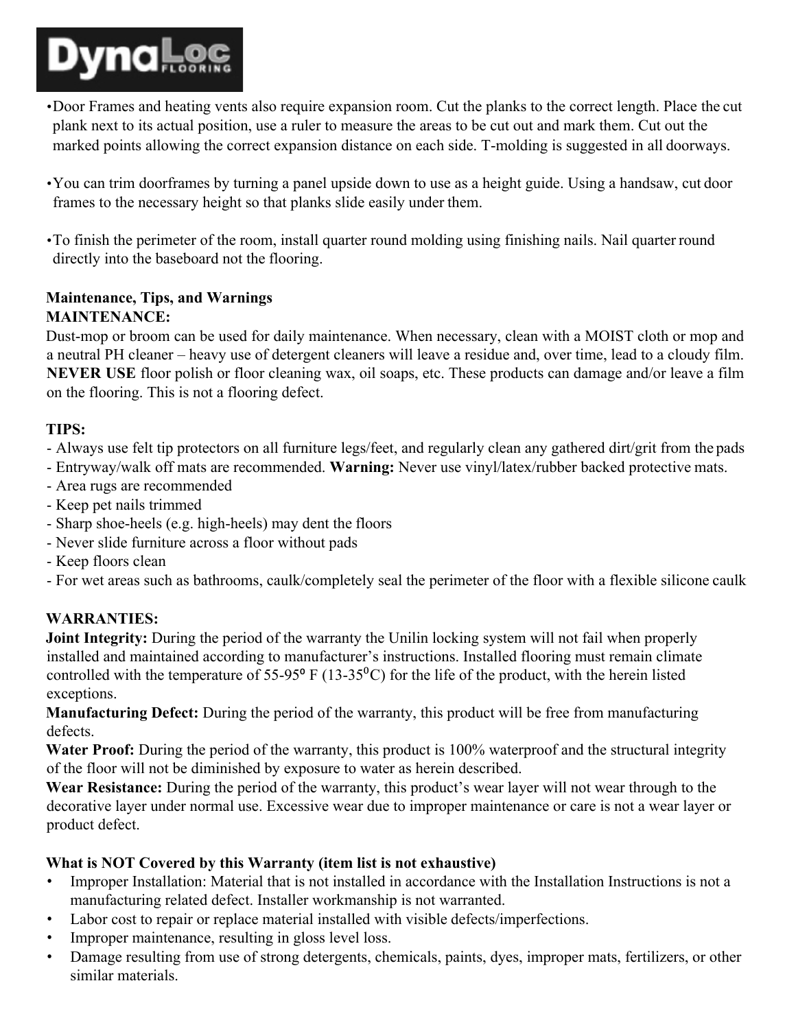- Door Frames and heating vents also require expansion room. Cut the planks to the correct length. Place the cut plank next to its actual position, use a ruler to measure the areas to be cut out and mark them. Cut out the marked points allowing the correct expansion distance on each side. T-molding is suggested in all doorways.

- You can trim doorframes by turning a panel upside down to use as a height guide. Using a handsaw, cut door frames to the necessary height so that planks slide easily under them.

- To finish the perimeter of the room, install quarter round molding using finishing nails. Nail quarter round directly into the baseboard not the flooring.

**Maintenance, Tips, and Warnings**
**MAINTENANCE:**
Dust-mop or broom can be used for daily maintenance. When necessary, clean with a MOIST cloth or mop and a neutral PH cleaner – heavy use of detergent cleaners will leave a residue and, over time, lead to a cloudy film. **NEVER USE** floor polish or floor cleaning wax, oil soaps, etc. These products can damage and/or leave a film on the flooring. This is not a flooring defect.

**TIPS:**
- Always use felt tip protectors on all furniture legs/feet, and regularly clean any gathered dirt/grit from the pads
- Entryway/walk off mats are recommended. **Warning:** Never use vinyl/latex/rubber backed protective mats.
- Area rugs are recommended
- Keep pet nails trimmed
- Sharp shoe-heels (e.g. high-heels) may dent the floors
- Never slide furniture across a floor without pads
- Keep floors clean
- For wet areas such as bathrooms, caulk/completely seal the perimeter of the floor with a flexible silicone caulk

**WARRANTIES:**
**Joint Integrity:** During the period of the warranty the Unilin locking system will not fail when properly installed and maintained according to manufacturer's instructions. Installed flooring must remain climate controlled with the temperature of 55-95° F (13-35°C) for the life of the product, with the herein listed exceptions.
**Manufacturing Defect:** During the period of the warranty, this product will be free from manufacturing defects.
**Water Proof:** During the period of the warranty, this product is 100% waterproof and the structural integrity of the floor will not be diminished by exposure to water as herein described.
**Wear Resistance:** During the period of the warranty, this product's wear layer will not wear through to the decorative layer under normal use. Excessive wear due to improper maintenance or care is not a wear layer or product defect.

**What is NOT Covered by this Warranty (item list is not exhaustive)**
- Improper Installation: Material that is not installed in accordance with the Installation Instructions is not a manufacturing related defect. Installer workmanship is not warranted.
- Labor cost to repair or replace material installed with visible defects/imperfections.
- Improper maintenance, resulting in gloss level loss.
- Damage resulting from use of strong detergents, chemicals, paints, dyes, improper mats, fertilizers, or other similar materials.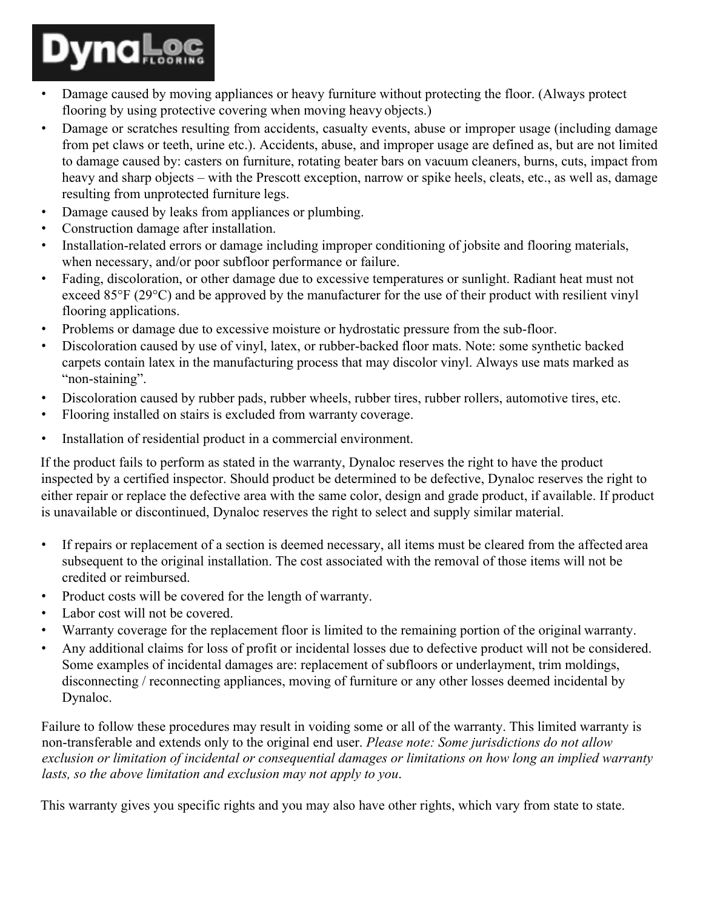- Damage caused by moving appliances or heavy furniture without protecting the floor. (Always protect flooring by using protective covering when moving heavy objects.)
- Damage or scratches resulting from accidents, casualty events, abuse or improper usage (including damage from pet claws or teeth, urine etc.). Accidents, abuse, and improper usage are defined as, but are not limited to damage caused by: casters on furniture, rotating beater bars on vacuum cleaners, burns, cuts, impact from heavy and sharp objects – with the Prescott exception, narrow or spike heels, cleats, etc., as well as, damage resulting from unprotected furniture legs.
- Damage caused by leaks from appliances or plumbing.
- Construction damage after installation.
- Installation-related errors or damage including improper conditioning of jobsite and flooring materials, when necessary, and/or poor subfloor performance or failure.
- Fading, discoloration, or other damage due to excessive temperatures or sunlight. Radiant heat must not exceed 85°F (29°C) and be approved by the manufacturer for the use of their product with resilient vinyl flooring applications.
- Problems or damage due to excessive moisture or hydrostatic pressure from the sub-floor.
- Discoloration caused by use of vinyl, latex, or rubber-backed floor mats. Note: some synthetic backed carpets contain latex in the manufacturing process that may discolor vinyl. Always use mats marked as "non-staining".
- Discoloration caused by rubber pads, rubber wheels, rubber tires, rubber rollers, automotive tires, etc.
- Flooring installed on stairs is excluded from warranty coverage.
- Installation of residential product in a commercial environment.

If the product fails to perform as stated in the warranty, Dynaloc reserves the right to have the product inspected by a certified inspector. Should product be determined to be defective, Dynaloc reserves the right to either repair or replace the defective area with the same color, design and grade product, if available. If product is unavailable or discontinued, Dynaloc reserves the right to select and supply similar material.

- If repairs or replacement of a section is deemed necessary, all items must be cleared from the affected area subsequent to the original installation. The cost associated with the removal of those items will not be credited or reimbursed.
- Product costs will be covered for the length of warranty.
- Labor cost will not be covered.
- Warranty coverage for the replacement floor is limited to the remaining portion of the original warranty.
- Any additional claims for loss of profit or incidental losses due to defective product will not be considered. Some examples of incidental damages are: replacement of subfloors or underlayment, trim moldings, disconnecting / reconnecting appliances, moving of furniture or any other losses deemed incidental by Dynaloc.

Failure to follow these procedures may result in voiding some or all of the warranty. This limited warranty is non-transferable and extends only to the original end user. *Please note: Some jurisdictions do not allow exclusion or limitation of incidental or consequential damages or limitations on how long an implied warranty lasts, so the above limitation and exclusion may not apply to you*.

This warranty gives you specific rights and you may also have other rights, which vary from state to state.